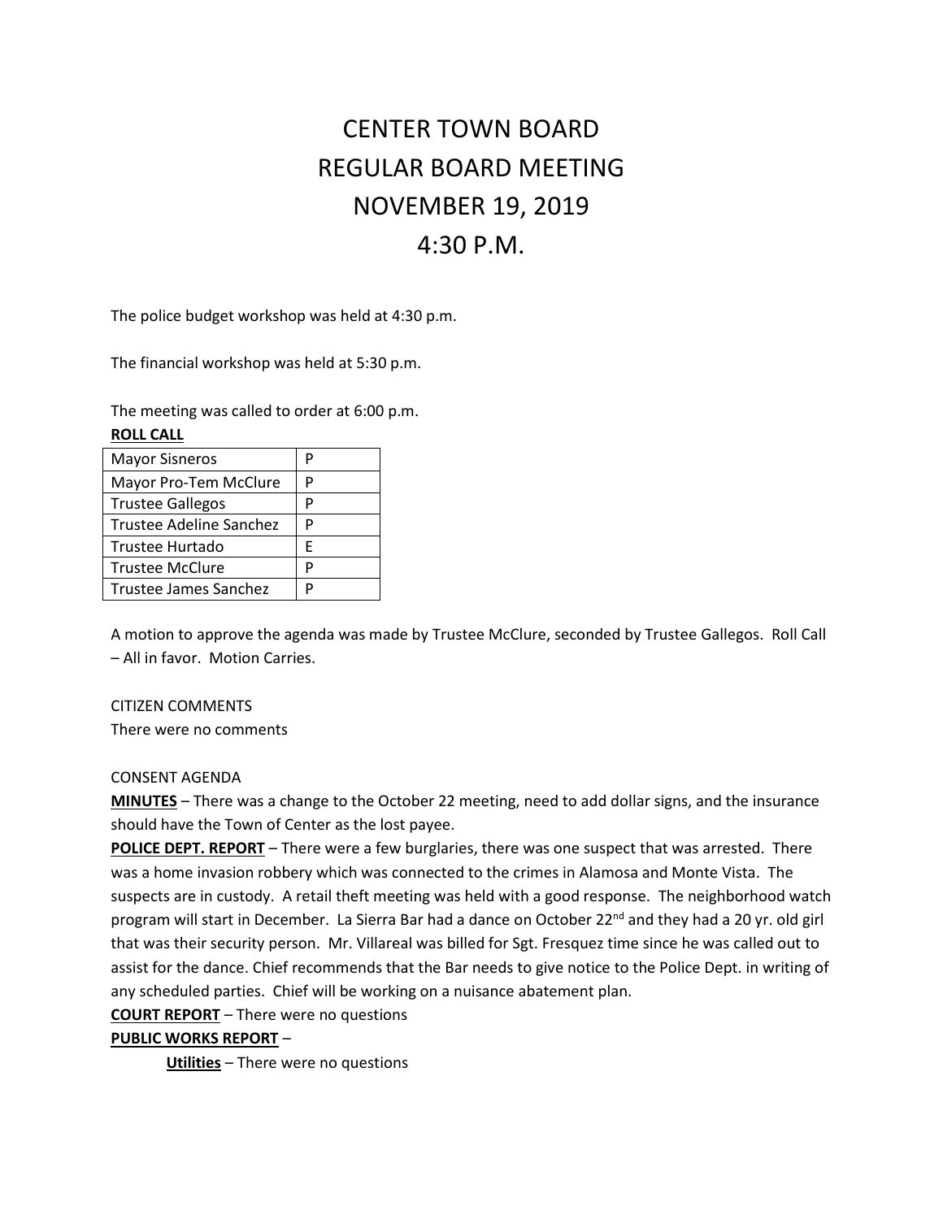# CENTER TOWN BOARD
# REGULAR BOARD MEETING
# NOVEMBER 19, 2019
# 4:30 P.M.

The police budget workshop was held at 4:30 p.m.

The financial workshop was held at 5:30 p.m.

The meeting was called to order at 6:00 p.m.

**ROLL CALL**

| | |
|---|---|
| Mayor Sisneros | P |
| Mayor Pro-Tem McClure | P |
| Trustee Gallegos | P |
| Trustee Adeline Sanchez | P |
| Trustee Hurtado | E |
| Trustee McClure | P |
| Trustee James Sanchez | P |

A motion to approve the agenda was made by Trustee McClure, seconded by Trustee Gallegos. Roll Call – All in favor. Motion Carries.

CITIZEN COMMENTS
There were no comments

CONSENT AGENDA

**MINUTES** – There was a change to the October 22 meeting, need to add dollar signs, and the insurance should have the Town of Center as the lost payee.

**POLICE DEPT. REPORT** – There were a few burglaries, there was one suspect that was arrested. There was a home invasion robbery which was connected to the crimes in Alamosa and Monte Vista. The suspects are in custody. A retail theft meeting was held with a good response. The neighborhood watch program will start in December. La Sierra Bar had a dance on October 22nd and they had a 20 yr. old girl that was their security person. Mr. Villareal was billed for Sgt. Fresquez time since he was called out to assist for the dance. Chief recommends that the Bar needs to give notice to the Police Dept. in writing of any scheduled parties. Chief will be working on a nuisance abatement plan.

**COURT REPORT** – There were no questions

**PUBLIC WORKS REPORT** –

**Utilities** – There were no questions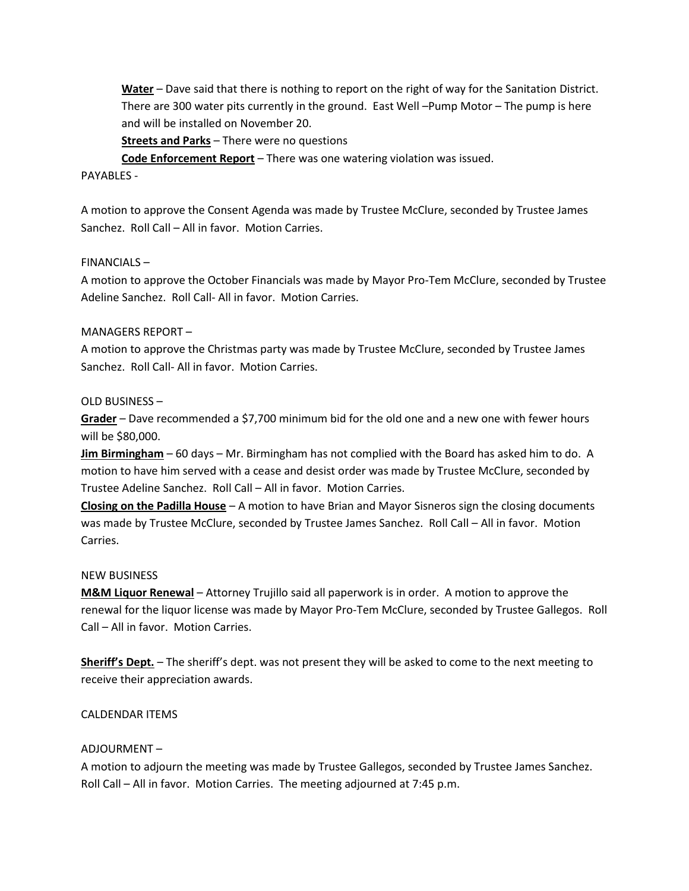**Water** – Dave said that there is nothing to report on the right of way for the Sanitation District. There are 300 water pits currently in the ground. East Well –Pump Motor – The pump is here and will be installed on November 20.

**Streets and Parks** – There were no questions

**Code Enforcement Report** – There was one watering violation was issued.

PAYABLES -

A motion to approve the Consent Agenda was made by Trustee McClure, seconded by Trustee James Sanchez. Roll Call – All in favor. Motion Carries.

FINANCIALS –

A motion to approve the October Financials was made by Mayor Pro-Tem McClure, seconded by Trustee Adeline Sanchez. Roll Call- All in favor. Motion Carries.

MANAGERS REPORT –

A motion to approve the Christmas party was made by Trustee McClure, seconded by Trustee James Sanchez. Roll Call- All in favor. Motion Carries.

OLD BUSINESS –

**Grader** – Dave recommended a $7,700 minimum bid for the old one and a new one with fewer hours will be $80,000.

**Jim Birmingham** – 60 days – Mr. Birmingham has not complied with the Board has asked him to do. A motion to have him served with a cease and desist order was made by Trustee McClure, seconded by Trustee Adeline Sanchez. Roll Call – All in favor. Motion Carries.

**Closing on the Padilla House** – A motion to have Brian and Mayor Sisneros sign the closing documents was made by Trustee McClure, seconded by Trustee James Sanchez. Roll Call – All in favor. Motion Carries.

NEW BUSINESS

**M&M Liquor Renewal** – Attorney Trujillo said all paperwork is in order. A motion to approve the renewal for the liquor license was made by Mayor Pro-Tem McClure, seconded by Trustee Gallegos. Roll Call – All in favor. Motion Carries.

**Sheriff's Dept.** – The sheriff's dept. was not present they will be asked to come to the next meeting to receive their appreciation awards.

CALDENDAR ITEMS

ADJOURMENT –

A motion to adjourn the meeting was made by Trustee Gallegos, seconded by Trustee James Sanchez. Roll Call – All in favor. Motion Carries. The meeting adjourned at 7:45 p.m.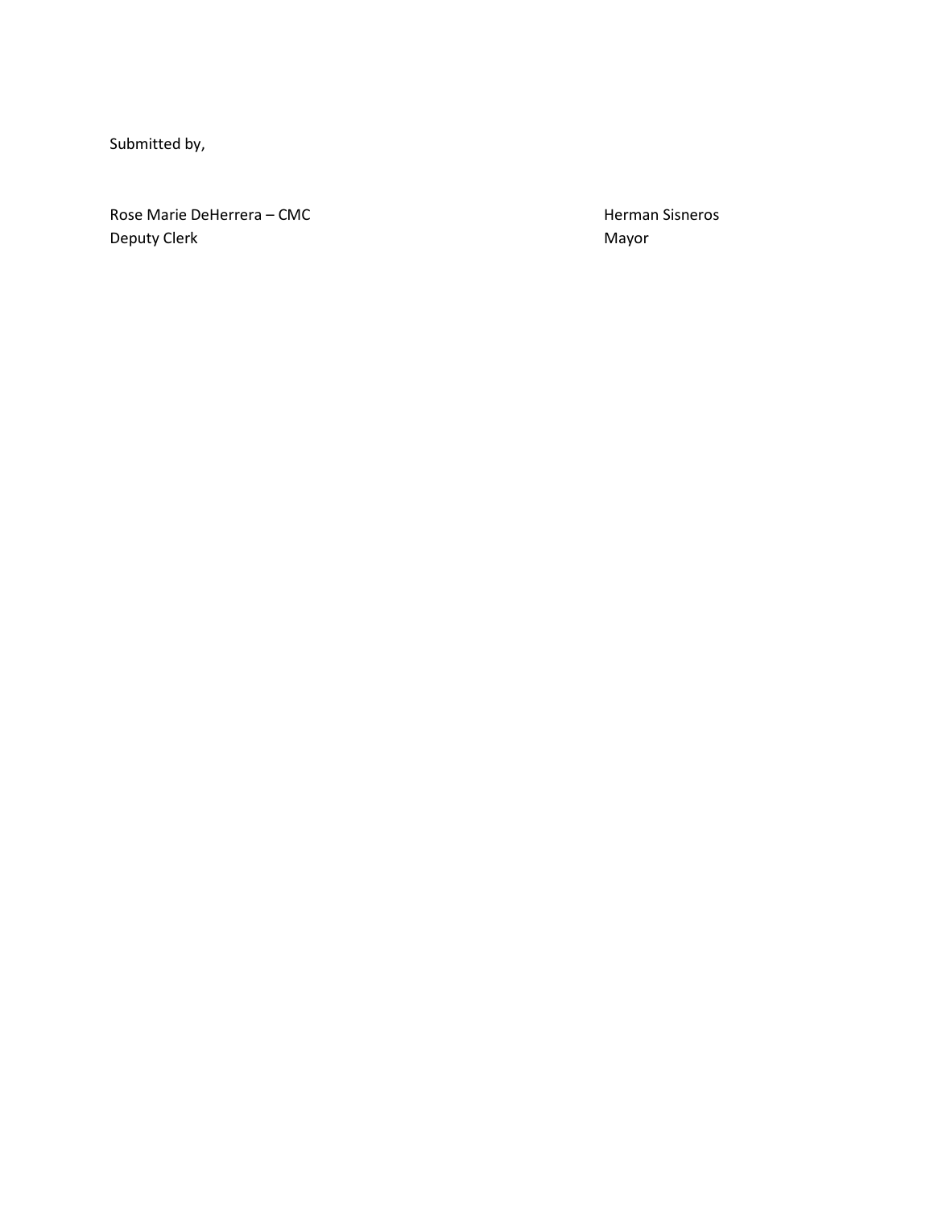Submitted by,

Rose Marie DeHerrera – CMC
Deputy Clerk

Herman Sisneros
Mayor